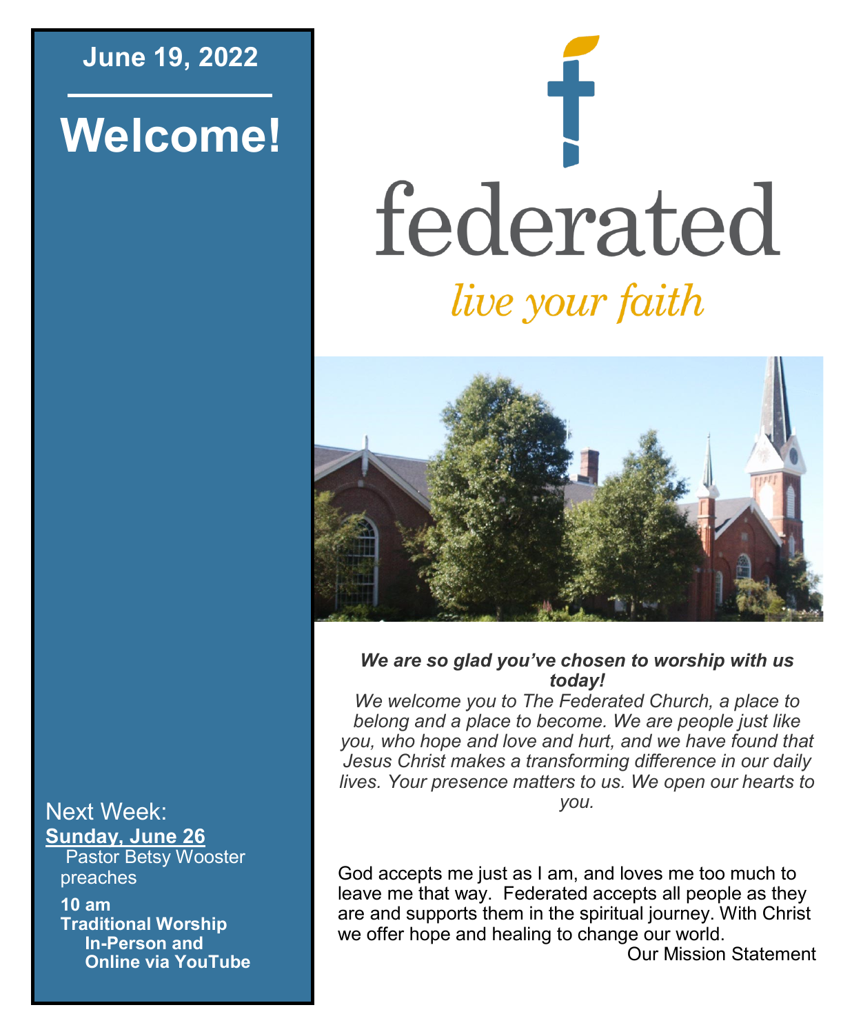**June 19, 2022**

# Welcome!

Next Week:

**Sunday, June 26**

Pastor Betsy Wooster preaches

**10 am**
**Traditional Worship**
**In-Person and Online via YouTube**

# federated

*live your faith*

***We are so glad you've chosen to worship with us today!***

*We welcome you to The Federated Church, a place to belong and a place to become. We are people just like you, who hope and love and hurt, and we have found that Jesus Christ makes a transforming difference in our daily lives. Your presence matters to us. We open our hearts to you.*

God accepts me just as I am, and loves me too much to leave me that way. Federated accepts all people as they are and supports them in the spiritual journey. With Christ we offer hope and healing to change our world.

Our Mission Statement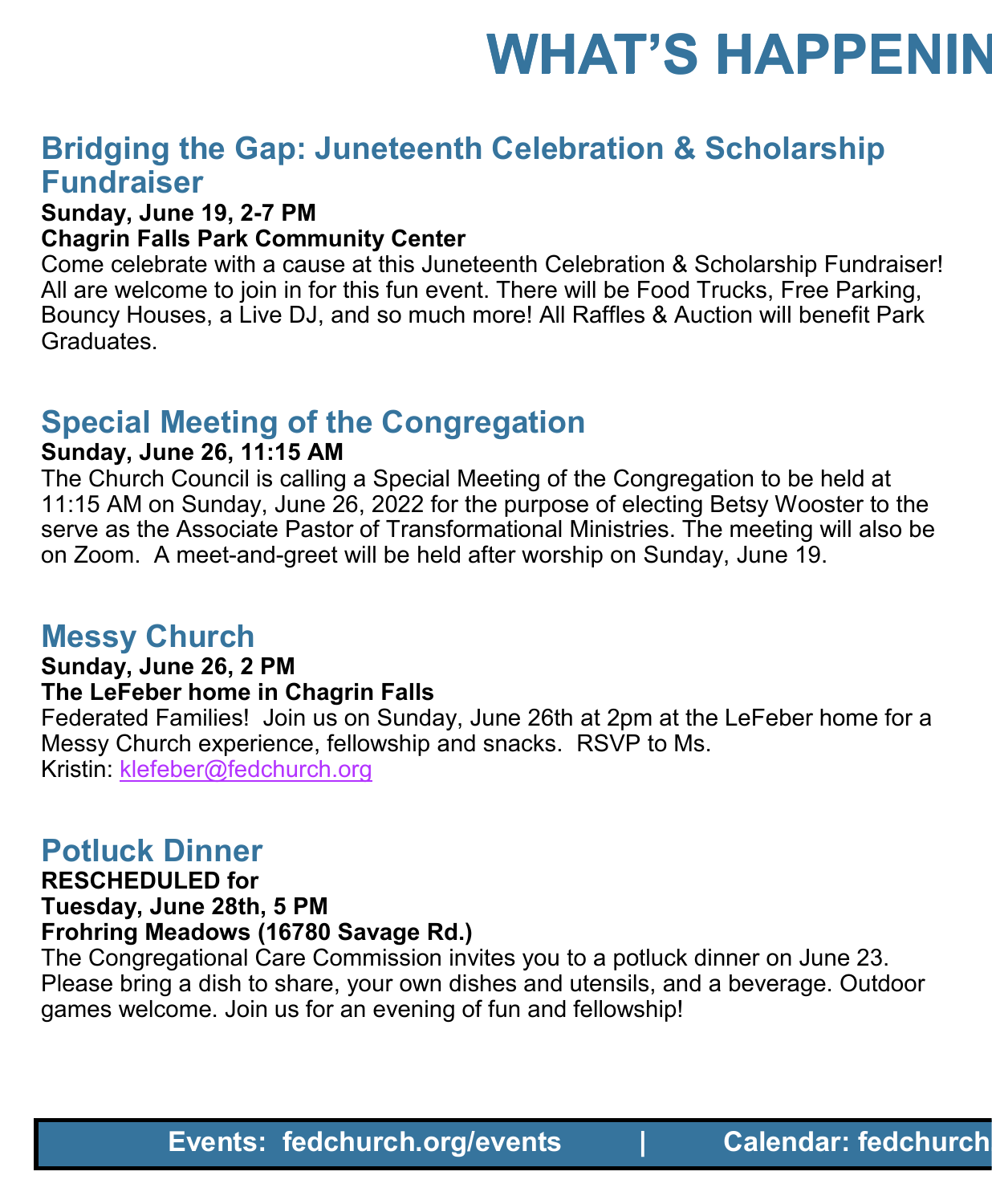# WHAT'S HAPPENIN

## Bridging the Gap: Juneteenth Celebration & Scholarship Fundraiser

**Sunday, June 19, 2-7 PM**
**Chagrin Falls Park Community Center**

Come celebrate with a cause at this Juneteenth Celebration & Scholarship Fundraiser! All are welcome to join in for this fun event. There will be Food Trucks, Free Parking, Bouncy Houses, a Live DJ, and so much more! All Raffles & Auction will benefit Park Graduates.

## Special Meeting of the Congregation

**Sunday, June 26, 11:15 AM**

The Church Council is calling a Special Meeting of the Congregation to be held at 11:15 AM on Sunday, June 26, 2022 for the purpose of electing Betsy Wooster to the serve as the Associate Pastor of Transformational Ministries. The meeting will also be on Zoom. A meet-and-greet will be held after worship on Sunday, June 19.

## Messy Church

**Sunday, June 26, 2 PM**
**The LeFeber home in Chagrin Falls**

Federated Families! Join us on Sunday, June 26th at 2pm at the LeFeber home for a Messy Church experience, fellowship and snacks. RSVP to Ms. Kristin: klefeber@fedchurch.org

## Potluck Dinner

**RESCHEDULED for**
**Tuesday, June 28th, 5 PM**
**Frohring Meadows (16780 Savage Rd.)**

The Congregational Care Commission invites you to a potluck dinner on June 23. Please bring a dish to share, your own dishes and utensils, and a beverage. Outdoor games welcome. Join us for an evening of fun and fellowship!

**Events: fedchurch.org/events | Calendar: fedchurch**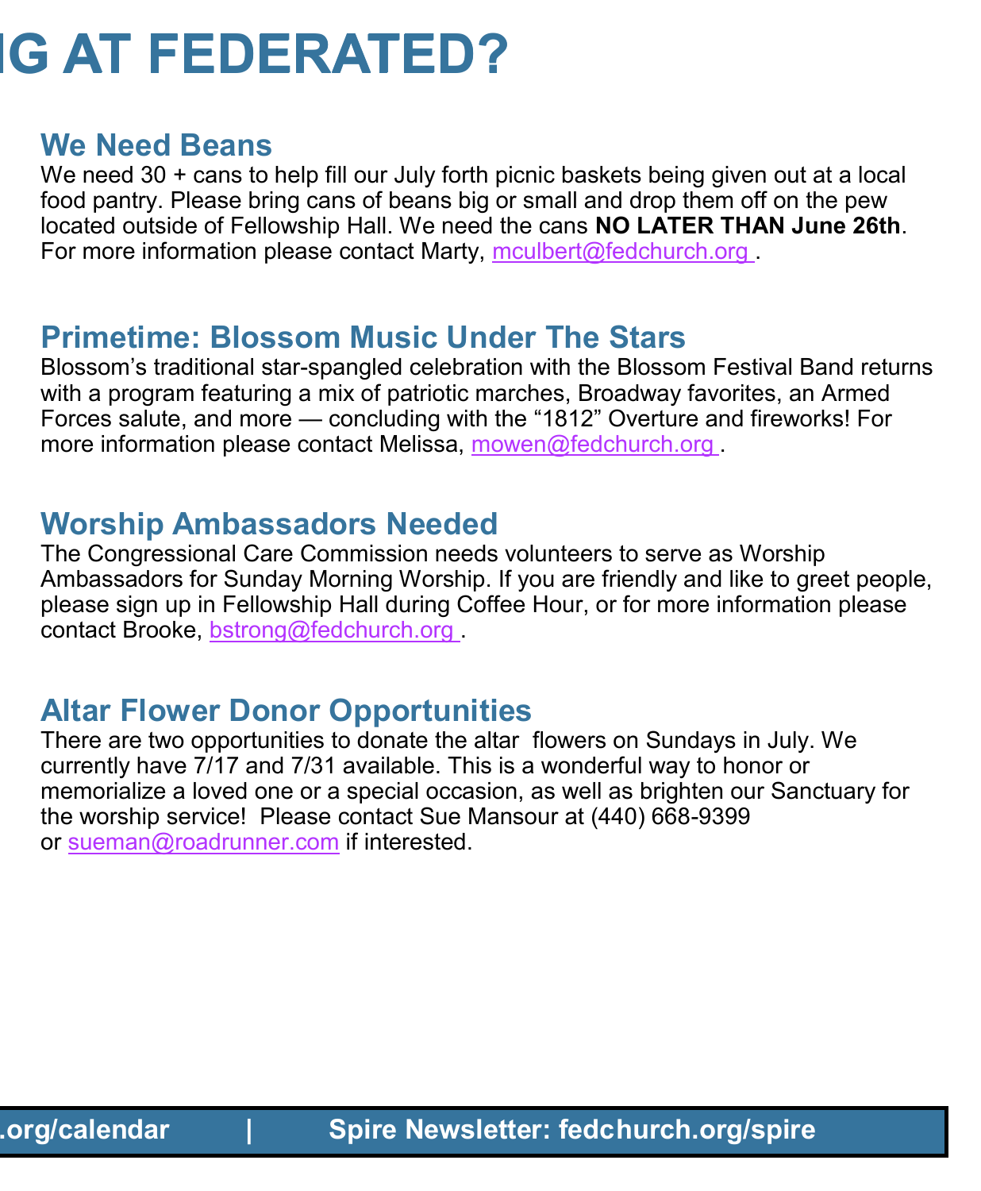# IG AT FEDERATED?

## We Need Beans

We need 30 + cans to help fill our July forth picnic baskets being given out at a local food pantry. Please bring cans of beans big or small and drop them off on the pew located outside of Fellowship Hall. We need the cans **NO LATER THAN June 26th**. For more information please contact Marty, mculbert@fedchurch.org .

## Primetime: Blossom Music Under The Stars

Blossom's traditional star-spangled celebration with the Blossom Festival Band returns with a program featuring a mix of patriotic marches, Broadway favorites, an Armed Forces salute, and more — concluding with the "1812" Overture and fireworks! For more information please contact Melissa, mowen@fedchurch.org .

## Worship Ambassadors Needed

The Congressional Care Commission needs volunteers to serve as Worship Ambassadors for Sunday Morning Worship. If you are friendly and like to greet people, please sign up in Fellowship Hall during Coffee Hour, or for more information please contact Brooke, bstrong@fedchurch.org .

## Altar Flower Donor Opportunities

There are two opportunities to donate the altar flowers on Sundays in July. We currently have 7/17 and 7/31 available. This is a wonderful way to honor or memorialize a loved one or a special occasion, as well as brighten our Sanctuary for the worship service! Please contact Sue Mansour at (440) 668-9399 or sueman@roadrunner.com if interested.

.org/calendar | Spire Newsletter: fedchurch.org/spire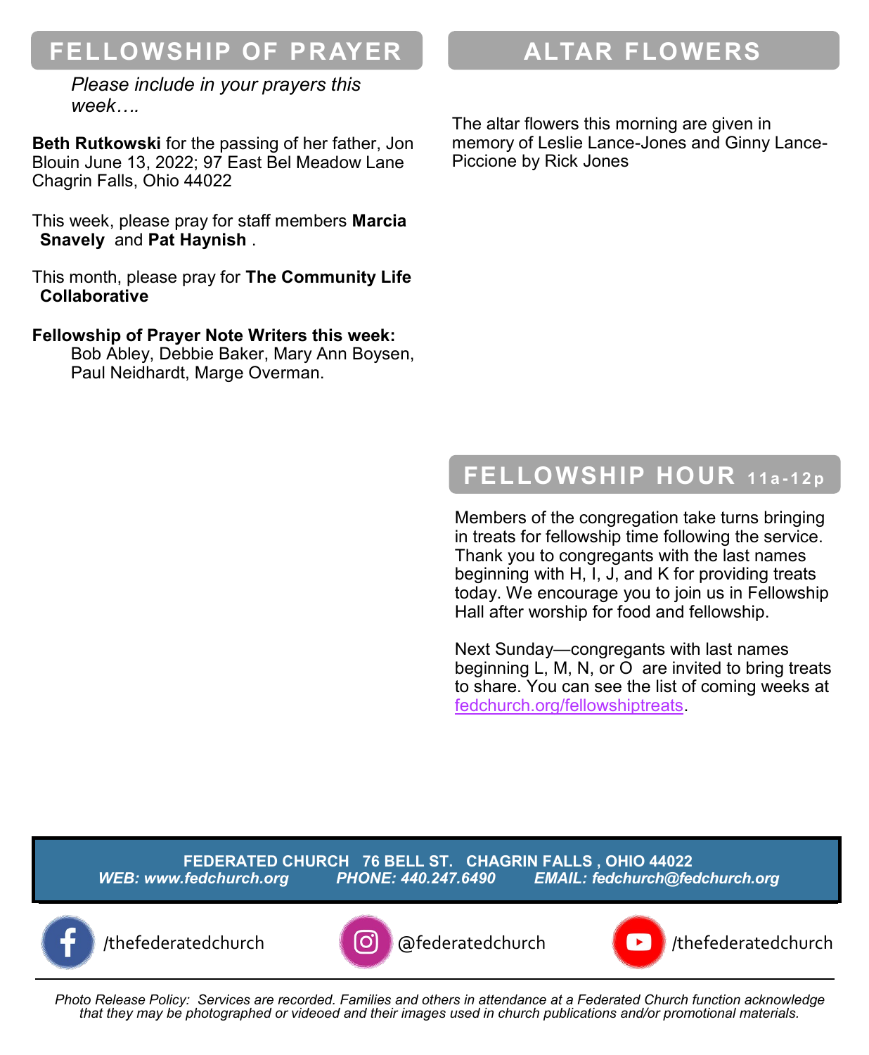## FELLOWSHIP OF PRAYER

*Please include in your prayers this week….*

**Beth Rutkowski** for the passing of her father, Jon Blouin June 13, 2022; 97 East Bel Meadow Lane Chagrin Falls, Ohio 44022

This week, please pray for staff members **Marcia Snavely** and **Pat Haynish** .

This month, please pray for **The Community Life Collaborative**

**Fellowship of Prayer Note Writers this week:**
Bob Abley, Debbie Baker, Mary Ann Boysen, Paul Neidhardt, Marge Overman.

## ALTAR FLOWERS

The altar flowers this morning are given in memory of Leslie Lance-Jones and Ginny Lance-Piccione by Rick Jones

## FELLOWSHIP HOUR 11a-12p

Members of the congregation take turns bringing in treats for fellowship time following the service. Thank you to congregants with the last names beginning with H, I, J, and K for providing treats today. We encourage you to join us in Fellowship Hall after worship for food and fellowship.

Next Sunday—congregants with last names beginning L, M, N, or O are invited to bring treats to share. You can see the list of coming weeks at fedchurch.org/fellowshiptreats.

**FEDERATED CHURCH 76 BELL ST. CHAGRIN FALLS , OHIO 44022**
***WEB: www.fedchurch.org PHONE: 440.247.6490 EMAIL: fedchurch@fedchurch.org***

/thefederatedchurch @federatedchurch /thefederatedchurch

*Photo Release Policy: Services are recorded. Families and others in attendance at a Federated Church function acknowledge that they may be photographed or videoed and their images used in church publications and/or promotional materials.*